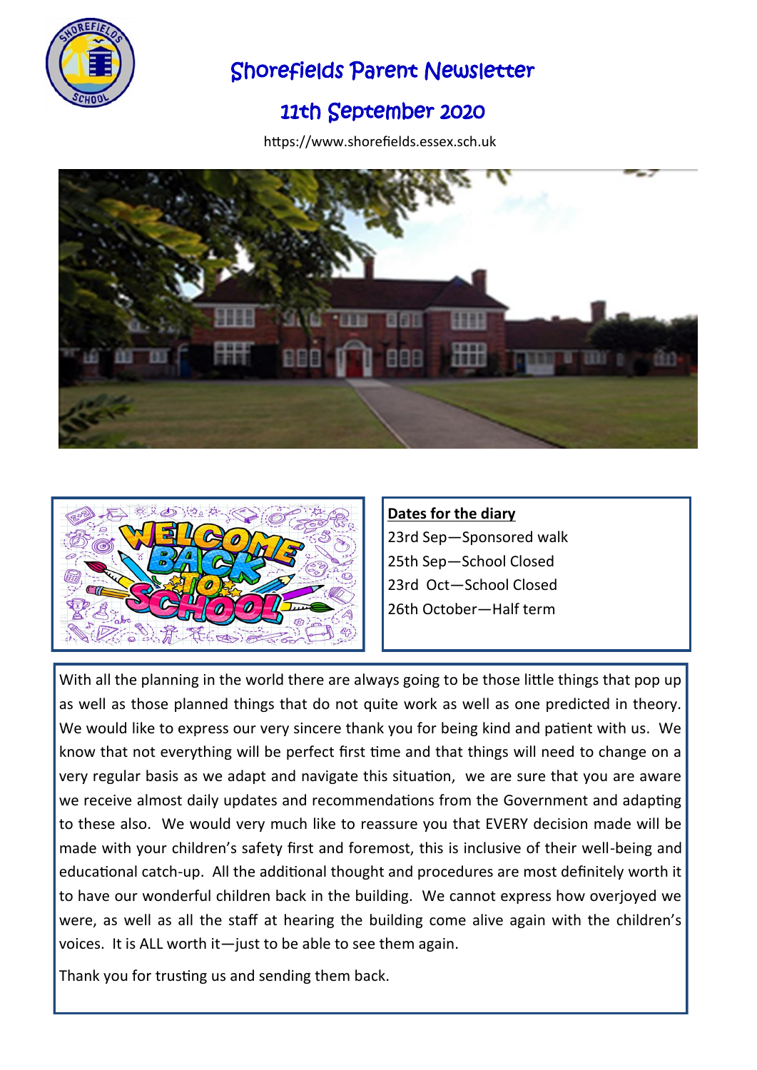# Shorefields Parent Newsletter

## 11th September 2020

https://www.shorefields.essex.sch.uk

**Dates for the diary**

23rd Sep—Sponsored walk

25th Sep—School Closed

23rd Oct—School Closed

26th October—Half term

With all the planning in the world there are always going to be those little things that pop up as well as those planned things that do not quite work as well as one predicted in theory. We would like to express our very sincere thank you for being kind and patient with us. We know that not everything will be perfect first time and that things will need to change on a very regular basis as we adapt and navigate this situation, we are sure that you are aware we receive almost daily updates and recommendations from the Government and adapting to these also. We would very much like to reassure you that EVERY decision made will be made with your children's safety first and foremost, this is inclusive of their well-being and educational catch-up. All the additional thought and procedures are most definitely worth it to have our wonderful children back in the building. We cannot express how overjoyed we were, as well as all the staff at hearing the building come alive again with the children's voices. It is ALL worth it—just to be able to see them again.

Thank you for trusting us and sending them back.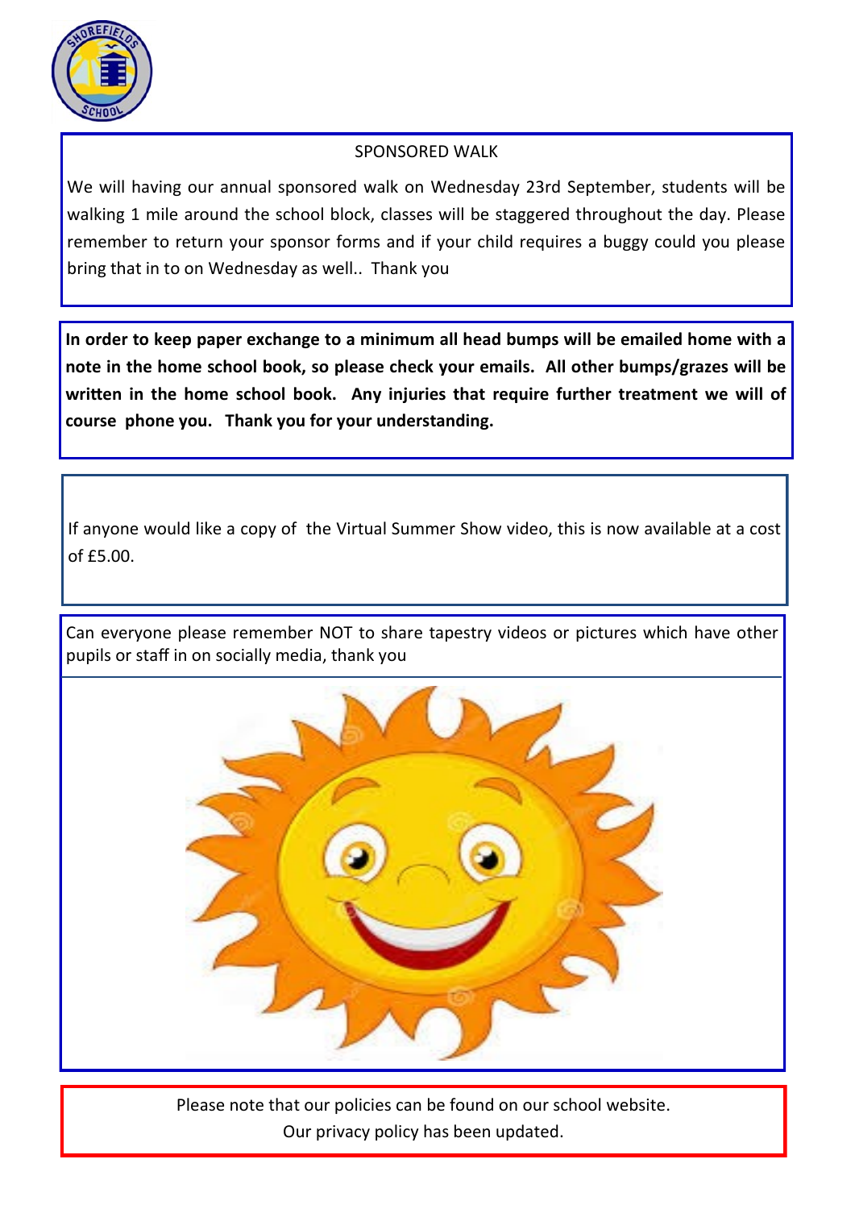## SPONSORED WALK

We will having our annual sponsored walk on Wednesday 23rd September, students will be walking 1 mile around the school block, classes will be staggered throughout the day. Please remember to return your sponsor forms and if your child requires a buggy could you please bring that in to on Wednesday as well.. Thank you

**In order to keep paper exchange to a minimum all head bumps will be emailed home with a note in the home school book, so please check your emails. All other bumps/grazes will be written in the home school book. Any injuries that require further treatment we will of course phone you. Thank you for your understanding.**

If anyone would like a copy of the Virtual Summer Show video, this is now available at a cost of £5.00.

Can everyone please remember NOT to share tapestry videos or pictures which have other pupils or staff in on socially media, thank you

Please note that our policies can be found on our school website.
Our privacy policy has been updated.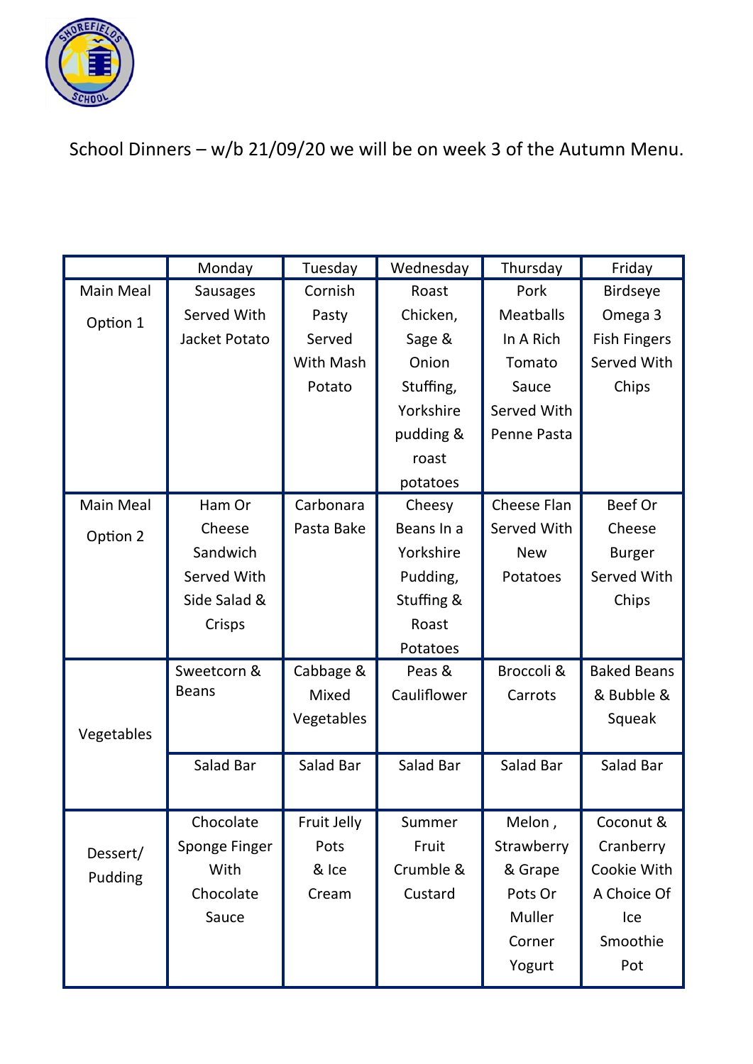School Dinners – w/b 21/09/20 we will be on week 3 of the Autumn Menu.

| | Monday | Tuesday | Wednesday | Thursday | Friday |
|---|---|---|---|---|---|
| Main Meal Option 1 | Sausages Served With Jacket Potato | Cornish Pasty Served With Mash Potato | Roast Chicken, Sage & Onion Stuffing, Yorkshire pudding & roast potatoes | Pork Meatballs In A Rich Tomato Sauce Served With Penne Pasta | Birdseye Omega 3 Fish Fingers Served With Chips |
| Main Meal Option 2 | Ham Or Cheese Sandwich Served With Side Salad & Crisps | Carbonara Pasta Bake | Cheesy Beans In a Yorkshire Pudding, Stuffing & Roast Potatoes | Cheese Flan Served With New Potatoes | Beef Or Cheese Burger Served With Chips |
| Vegetables | Sweetcorn & Beans | Cabbage & Mixed Vegetables | Peas & Cauliflower | Broccoli & Carrots | Baked Beans & Bubble & Squeak |
| | Salad Bar | Salad Bar | Salad Bar | Salad Bar | Salad Bar |
| Dessert/ Pudding | Chocolate Sponge Finger With Chocolate Sauce | Fruit Jelly Pots & Ice Cream | Summer Fruit Crumble & Custard | Melon , Strawberry & Grape Pots Or Muller Corner Yogurt | Coconut & Cranberry Cookie With A Choice Of Ice Smoothie Pot |